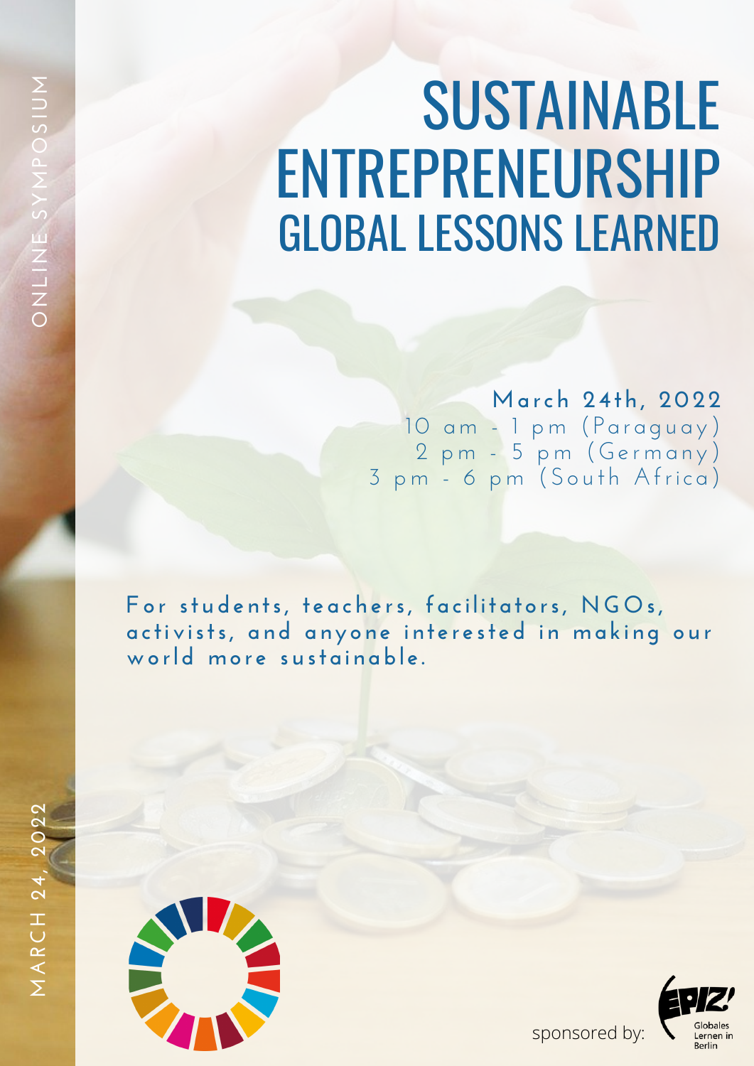ONLINE SYMPOSIUM

# SUSTAINABLE ENTREPRENEURSHIP
## GLOBAL LESSONS LEARNED

**March 24th, 2022**

10 am - 1 pm (Paraguay)
2 pm - 5 pm (Germany)
3 pm - 6 pm (South Africa)

**For students, teachers, facilitators, NGOs, activists, and anyone interested in making our world more sustainable.**

MARCH 24, 2022

sponsored by: EPIZ Globales Lernen in Berlin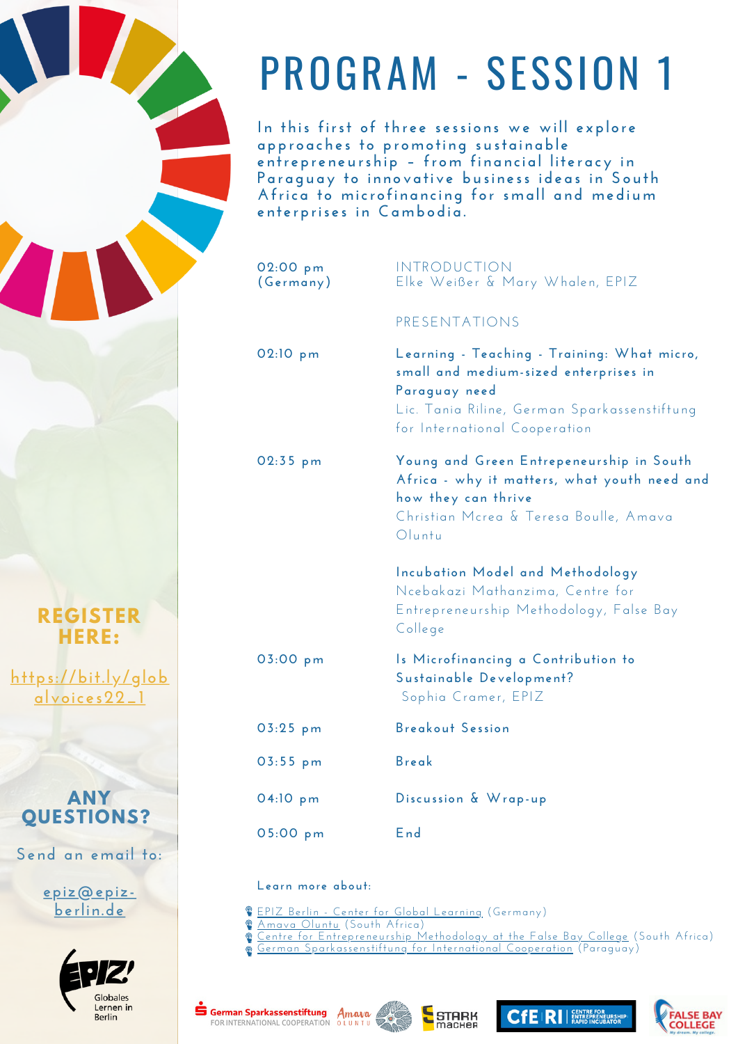# PROGRAM - SESSION 1

In this first of three sessions we will explore approaches to promoting sustainable entrepreneurship – from financial literacy in Paraguay to innovative business ideas in South Africa to microfinancing for small and medium enterprises in Cambodia.

| | |
|---|---|
| 02:00 pm (Germany) | INTRODUCTION<br>Elke Weißer & Mary Whalen, EPIZ |
| | PRESENTATIONS |
| 02:10 pm | **Learning - Teaching - Training: What micro, small and medium-sized enterprises in Paraguay need**<br>Lic. Tania Riline, German Sparkassenstiftung for International Cooperation |
| 02:35 pm | **Young and Green Entrepeneurship in South Africa - why it matters, what youth need and how they can thrive**<br>Christian Mcrea & Teresa Boulle, Amava Oluntu<br><br>**Incubation Model and Methodology**<br>Ncebakazi Mathanzima, Centre for Entrepreneurship Methodology, False Bay College |
| 03:00 pm | **Is Microfinancing a Contribution to Sustainable Development?**<br>Sophia Cramer, EPIZ |
| 03:25 pm | **Breakout Session** |
| 03:55 pm | **Break** |
| 04:10 pm | **Discussion & Wrap-up** |
| 05:00 pm | **End** |

**Learn more about:**

- EPIZ Berlin - Center for Global Learning (Germany)
- Amava Oluntu (South Africa)
- Centre for Entrepreneurship Methodology at the False Bay College (South Africa)
- German Sparkassenstiftung for International Cooperation (Paraguay)

**REGISTER HERE:**

https://bit.ly/globalvoices22_1

**ANY QUESTIONS?**

Send an email to:

epiz@epiz-berlin.de

EPIZ Globales Lernen in Berlin

German Sparkassenstiftung FOR INTERNATIONAL COOPERATION · Amava Oluntu · STARK macher · CfE RI CENTRE FOR ENTREPRENEURSHIP RAPID INCUBATOR · FALSE BAY COLLEGE My dream. My college.